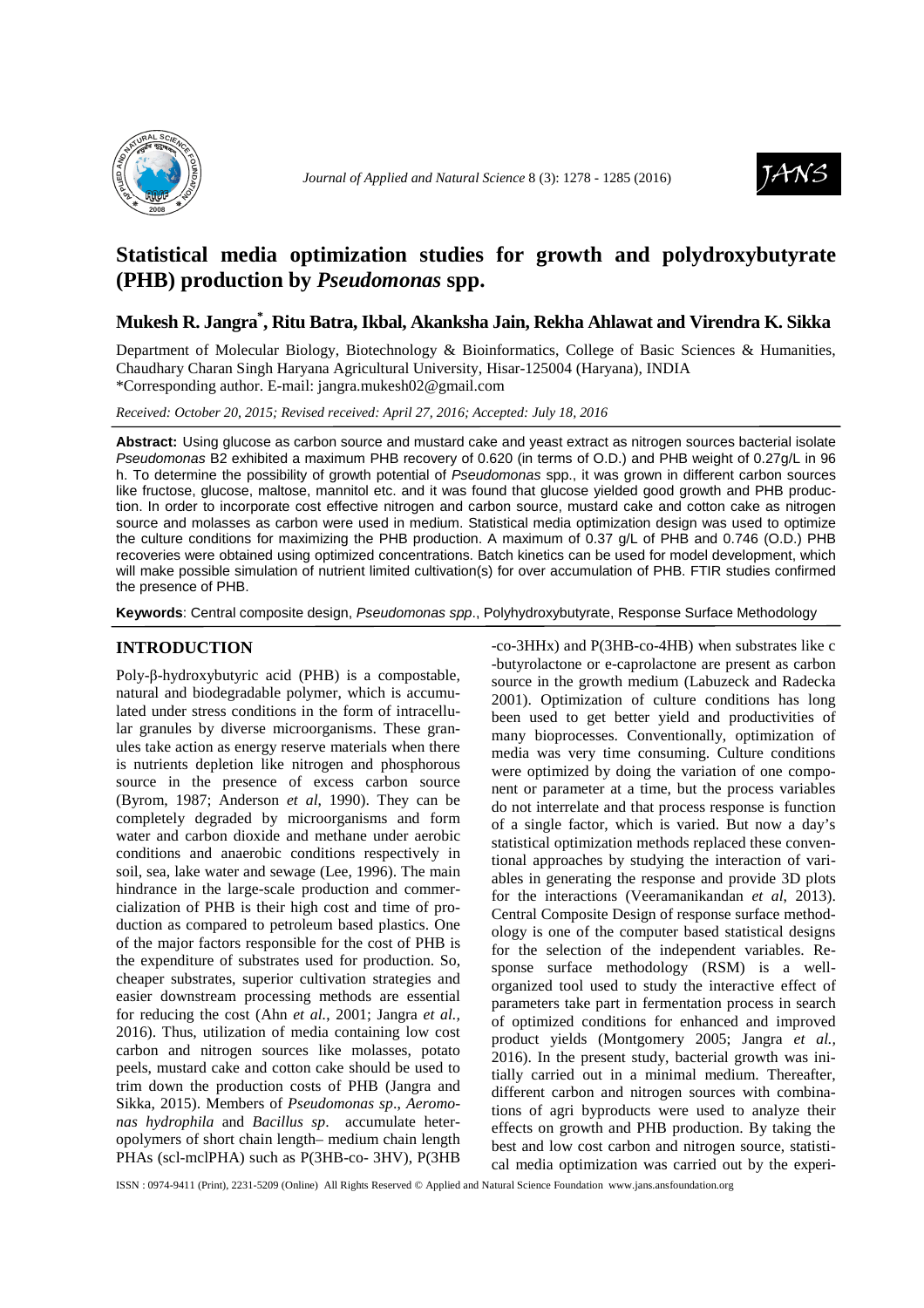# Statistical media optimization studies for growth and polydroxybutyrate (PHB) production by *Pseudomonas* spp.

**Mukesh R. Jangra\*, Ritu Batra, Ikbal, Akanksha Jain, Rekha Ahlawat and Virendra K. Sikka**

Department of Molecular Biology, Biotechnology & Bioinformatics, College of Basic Sciences & Humanities, Chaudhary Charan Singh Haryana Agricultural University, Hisar-125004 (Haryana), INDIA

\*Corresponding author. E-mail: jangra.mukesh02@gmail.com

*Received: October 20, 2015; Revised received: April 27, 2016; Accepted: July 18, 2016*

**Abstract:** Using glucose as carbon source and mustard cake and yeast extract as nitrogen sources bacterial isolate *Pseudomonas* B2 exhibited a maximum PHB recovery of 0.620 (in terms of O.D.) and PHB weight of 0.27g/L in 96 h. To determine the possibility of growth potential of *Pseudomonas* spp., it was grown in different carbon sources like fructose, glucose, maltose, mannitol etc. and it was found that glucose yielded good growth and PHB production. In order to incorporate cost effective nitrogen and carbon source, mustard cake and cotton cake as nitrogen source and molasses as carbon were used in medium. Statistical media optimization design was used to optimize the culture conditions for maximizing the PHB production. A maximum of 0.37 g/L of PHB and 0.746 (O.D.) PHB recoveries were obtained using optimized concentrations. Batch kinetics can be used for model development, which will make possible simulation of nutrient limited cultivation(s) for over accumulation of PHB. FTIR studies confirmed the presence of PHB.

**Keywords**: Central composite design, *Pseudomonas spp*., Polyhydroxybutyrate, Response Surface Methodology

## INTRODUCTION

Poly-β-hydroxybutyric acid (PHB) is a compostable, natural and biodegradable polymer, which is accumulated under stress conditions in the form of intracellular granules by diverse microorganisms. These granules take action as energy reserve materials when there is nutrients depletion like nitrogen and phosphorous source in the presence of excess carbon source (Byrom, 1987; Anderson *et al,* 1990). They can be completely degraded by microorganisms and form water and carbon dioxide and methane under aerobic conditions and anaerobic conditions respectively in soil, sea, lake water and sewage (Lee, 1996). The main hindrance in the large-scale production and commercialization of PHB is their high cost and time of production as compared to petroleum based plastics. One of the major factors responsible for the cost of PHB is the expenditure of substrates used for production. So, cheaper substrates, superior cultivation strategies and easier downstream processing methods are essential for reducing the cost (Ahn *et al.*, 2001; Jangra *et al.,* 2016). Thus, utilization of media containing low cost carbon and nitrogen sources like molasses, potato peels, mustard cake and cotton cake should be used to trim down the production costs of PHB (Jangra and Sikka, 2015). Members of *Pseudomonas sp*., *Aeromonas hydrophila* and *Bacillus sp*. accumulate heteropolymers of short chain length– medium chain length PHAs (scl-mclPHA) such as P(3HB-co- 3HV), P(3HB-co-3HHx) and P(3HB-co-4HB) when substrates like c-butyrolactone or e-caprolactone are present as carbon source in the growth medium (Labuzeck and Radecka 2001). Optimization of culture conditions has long been used to get better yield and productivities of many bioprocesses. Conventionally, optimization of media was very time consuming. Culture conditions were optimized by doing the variation of one component or parameter at a time, but the process variables do not interrelate and that process response is function of a single factor, which is varied. But now a day's statistical optimization methods replaced these conventional approaches by studying the interaction of variables in generating the response and provide 3D plots for the interactions (Veeramanikandan *et al*, 2013). Central Composite Design of response surface methodology is one of the computer based statistical designs for the selection of the independent variables. Response surface methodology (RSM) is a well-organized tool used to study the interactive effect of parameters take part in fermentation process in search of optimized conditions for enhanced and improved product yields (Montgomery 2005; Jangra *et al.,* 2016). In the present study, bacterial growth was initially carried out in a minimal medium. Thereafter, different carbon and nitrogen sources with combinations of agri byproducts were used to analyze their effects on growth and PHB production. By taking the best and low cost carbon and nitrogen source, statistical media optimization was carried out by the experi-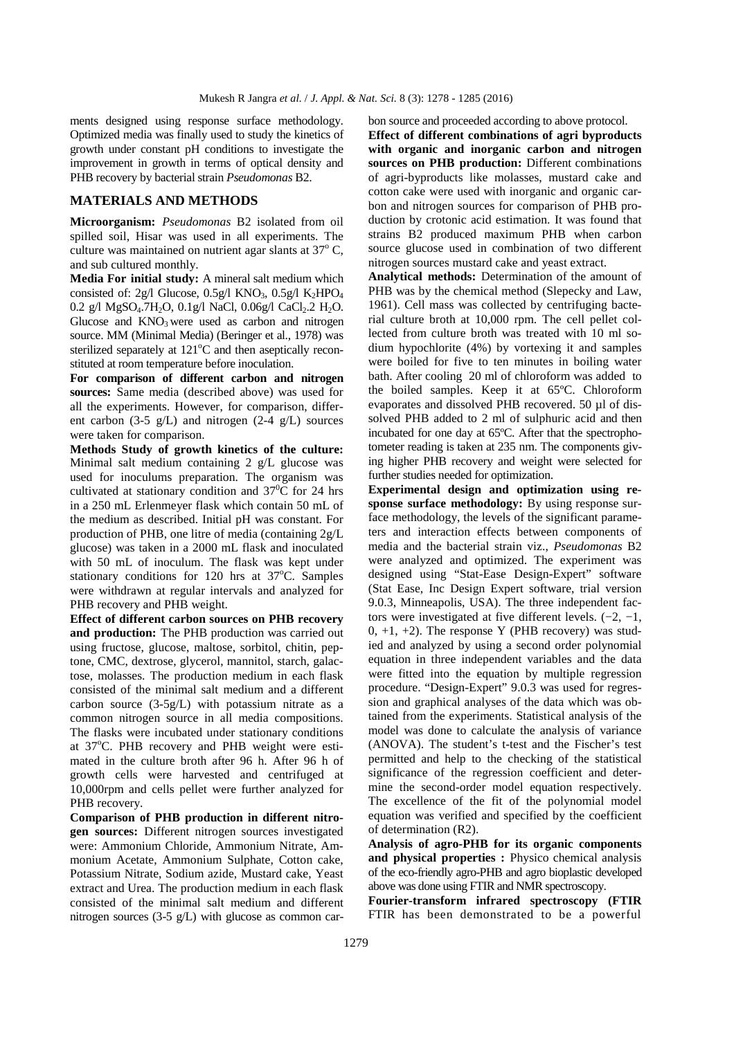ments designed using response surface methodology. Optimized media was finally used to study the kinetics of growth under constant pH conditions to investigate the improvement in growth in terms of optical density and PHB recovery by bacterial strain *Pseudomonas* B2.

## MATERIALS AND METHODS

**Microorganism:** *Pseudomonas* B2 isolated from oil spilled soil, Hisar was used in all experiments. The culture was maintained on nutrient agar slants at 37$^o$ C, and sub cultured monthly.

**Media For initial study:** A mineral salt medium which consisted of: 2g/l Glucose, 0.5g/l $KNO_3$, 0.5g/l $K_2HPO_4$ 0.2 g/l $MgSO_4.7H_2O$, 0.1g/l NaCl, 0.06g/l $CaCl_2.2\ H_2O$. Glucose and $KNO_3$ were used as carbon and nitrogen source. MM (Minimal Media) (Beringer et al., 1978) was sterilized separately at 121$^o$C and then aseptically reconstituted at room temperature before inoculation.

**For comparison of different carbon and nitrogen sources:** Same media (described above) was used for all the experiments. However, for comparison, different carbon (3-5 g/L) and nitrogen (2-4 g/L) sources were taken for comparison.

**Methods Study of growth kinetics of the culture:** Minimal salt medium containing 2 g/L glucose was used for inoculums preparation. The organism was cultivated at stationary condition and 37$^0$C for 24 hrs in a 250 mL Erlenmeyer flask which contain 50 mL of the medium as described. Initial pH was constant. For production of PHB, one litre of media (containing 2g/L glucose) was taken in a 2000 mL flask and inoculated with 50 mL of inoculum. The flask was kept under stationary conditions for 120 hrs at 37$^o$C. Samples were withdrawn at regular intervals and analyzed for PHB recovery and PHB weight.

**Effect of different carbon sources on PHB recovery and production:** The PHB production was carried out using fructose, glucose, maltose, sorbitol, chitin, peptone, CMC, dextrose, glycerol, mannitol, starch, galactose, molasses. The production medium in each flask consisted of the minimal salt medium and a different carbon source (3-5g/L) with potassium nitrate as a common nitrogen source in all media compositions. The flasks were incubated under stationary conditions at 37$^o$C. PHB recovery and PHB weight were estimated in the culture broth after 96 h. After 96 h of growth cells were harvested and centrifuged at 10,000rpm and cells pellet were further analyzed for PHB recovery.

**Comparison of PHB production in different nitrogen sources:** Different nitrogen sources investigated were: Ammonium Chloride, Ammonium Nitrate, Ammonium Acetate, Ammonium Sulphate, Cotton cake, Potassium Nitrate, Sodium azide, Mustard cake, Yeast extract and Urea. The production medium in each flask consisted of the minimal salt medium and different nitrogen sources (3-5 g/L) with glucose as common carbon source and proceeded according to above protocol.

**Effect of different combinations of agri byproducts with organic and inorganic carbon and nitrogen sources on PHB production:** Different combinations of agri-byproducts like molasses, mustard cake and cotton cake were used with inorganic and organic carbon and nitrogen sources for comparison of PHB production by crotonic acid estimation. It was found that strains B2 produced maximum PHB when carbon source glucose used in combination of two different nitrogen sources mustard cake and yeast extract.

**Analytical methods:** Determination of the amount of PHB was by the chemical method (Slepecky and Law, 1961). Cell mass was collected by centrifuging bacterial culture broth at 10,000 rpm. The cell pellet collected from culture broth was treated with 10 ml sodium hypochlorite (4%) by vortexing it and samples were boiled for five to ten minutes in boiling water bath. After cooling 20 ml of chloroform was added to the boiled samples. Keep it at 65ºC. Chloroform evaporates and dissolved PHB recovered. 50 µl of dissolved PHB added to 2 ml of sulphuric acid and then incubated for one day at 65ºC. After that the spectrophotometer reading is taken at 235 nm. The components giving higher PHB recovery and weight were selected for further studies needed for optimization.

**Experimental design and optimization using response surface methodology:** By using response surface methodology, the levels of the significant parameters and interaction effects between components of media and the bacterial strain viz., *Pseudomonas* B2 were analyzed and optimized. The experiment was designed using "Stat-Ease Design-Expert" software (Stat Ease, Inc Design Expert software, trial version 9.0.3, Minneapolis, USA). The three independent factors were investigated at five different levels. (−2, −1, 0, +1, +2). The response Y (PHB recovery) was studied and analyzed by using a second order polynomial equation in three independent variables and the data were fitted into the equation by multiple regression procedure. "Design-Expert" 9.0.3 was used for regression and graphical analyses of the data which was obtained from the experiments. Statistical analysis of the model was done to calculate the analysis of variance (ANOVA). The student's t-test and the Fischer's test permitted and help to the checking of the statistical significance of the regression coefficient and determine the second-order model equation respectively. The excellence of the fit of the polynomial model equation was verified and specified by the coefficient of determination (R2).

**Analysis of agro-PHB for its organic components and physical properties :** Physico chemical analysis of the eco-friendly agro-PHB and agro bioplastic developed above was done using FTIR and NMR spectroscopy.

**Fourier-transform infrared spectroscopy (FTIR** FTIR has been demonstrated to be a powerful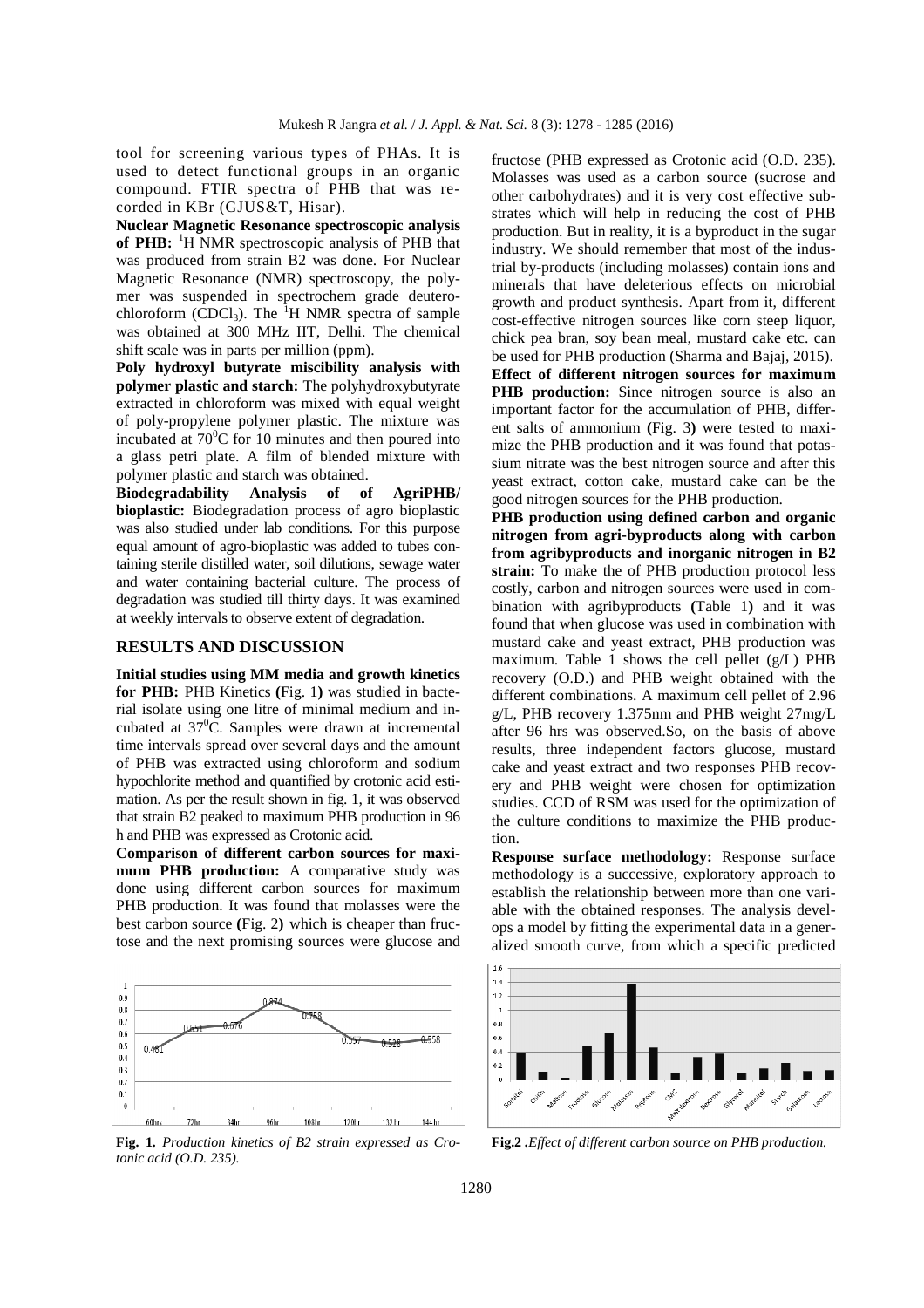tool for screening various types of PHAs. It is used to detect functional groups in an organic compound. FTIR spectra of PHB that was recorded in KBr (GJUS&T, Hisar).

**Nuclear Magnetic Resonance spectroscopic analysis of PHB:** $^1$H NMR spectroscopic analysis of PHB that was produced from strain B2 was done. For Nuclear Magnetic Resonance (NMR) spectroscopy, the polymer was suspended in spectrochem grade deuterochloroform ($CDCl_3$). The $^1$H NMR spectra of sample was obtained at 300 MHz IIT, Delhi. The chemical shift scale was in parts per million (ppm).

**Poly hydroxyl butyrate miscibility analysis with polymer plastic and starch:** The polyhydroxybutyrate extracted in chloroform was mixed with equal weight of poly-propylene polymer plastic. The mixture was incubated at 70$^0$C for 10 minutes and then poured into a glass petri plate. A film of blended mixture with polymer plastic and starch was obtained.

**Biodegradability Analysis of of AgriPHB/ bioplastic:** Biodegradation process of agro bioplastic was also studied under lab conditions. For this purpose equal amount of agro-bioplastic was added to tubes containing sterile distilled water, soil dilutions, sewage water and water containing bacterial culture. The process of degradation was studied till thirty days. It was examined at weekly intervals to observe extent of degradation.

## RESULTS AND DISCUSSION

**Initial studies using MM media and growth kinetics for PHB:** PHB Kinetics **(**Fig. 1**)** was studied in bacterial isolate using one litre of minimal medium and incubated at 37$^0$C. Samples were drawn at incremental time intervals spread over several days and the amount of PHB was extracted using chloroform and sodium hypochlorite method and quantified by crotonic acid estimation. As per the result shown in fig. 1, it was observed that strain B2 peaked to maximum PHB production in 96 h and PHB was expressed as Crotonic acid.

**Comparison of different carbon sources for maximum PHB production:** A comparative study was done using different carbon sources for maximum PHB production. It was found that molasses were the best carbon source **(**Fig. 2**)** which is cheaper than fructose and the next promising sources were glucose and fructose (PHB expressed as Crotonic acid (O.D. 235). Molasses was used as a carbon source (sucrose and other carbohydrates) and it is very cost effective substrates which will help in reducing the cost of PHB production. But in reality, it is a byproduct in the sugar industry. We should remember that most of the industrial by-products (including molasses) contain ions and minerals that have deleterious effects on microbial growth and product synthesis. Apart from it, different cost-effective nitrogen sources like corn steep liquor, chick pea bran, soy bean meal, mustard cake etc. can be used for PHB production (Sharma and Bajaj, 2015).

**Effect of different nitrogen sources for maximum PHB production:** Since nitrogen source is also an important factor for the accumulation of PHB, different salts of ammonium **(**Fig. 3**)** were tested to maximize the PHB production and it was found that potassium nitrate was the best nitrogen source and after this yeast extract, cotton cake, mustard cake can be the good nitrogen sources for the PHB production.

**PHB production using defined carbon and organic nitrogen from agri-byproducts along with carbon from agribyproducts and inorganic nitrogen in B2 strain:** To make the of PHB production protocol less costly, carbon and nitrogen sources were used in combination with agribyproducts **(**Table 1**)** and it was found that when glucose was used in combination with mustard cake and yeast extract, PHB production was maximum. Table 1 shows the cell pellet (g/L) PHB recovery (O.D.) and PHB weight obtained with the different combinations. A maximum cell pellet of 2.96 g/L, PHB recovery 1.375nm and PHB weight 27mg/L after 96 hrs was observed.So, on the basis of above results, three independent factors glucose, mustard cake and yeast extract and two responses PHB recovery and PHB weight were chosen for optimization studies. CCD of RSM was used for the optimization of the culture conditions to maximize the PHB production.

**Response surface methodology:** Response surface methodology is a successive, exploratory approach to establish the relationship between more than one variable with the obtained responses. The analysis develops a model by fitting the experimental data in a generalized smooth curve, from which a specific predicted

**Fig. 1.** *Production kinetics of B2 strain expressed as Crotonic acid (O.D. 235).*

**Fig.2 .***Effect of different carbon source on PHB production.*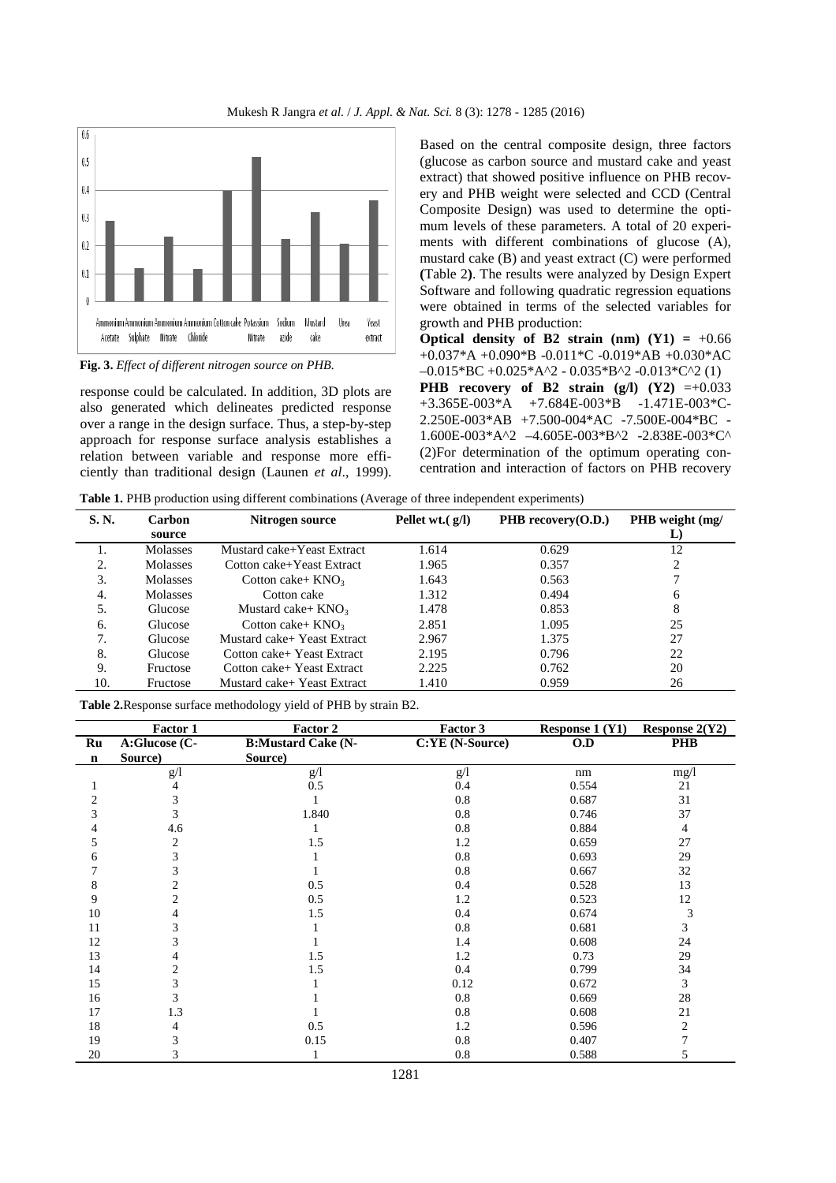Fig. 3. *Effect of different nitrogen source on PHB.*

response could be calculated. In addition, 3D plots are also generated which delineates predicted response over a range in the design surface. Thus, a step-by-step approach for response surface analysis establishes a relation between variable and response more efficiently than traditional design (Launen *et al*., 1999).

Based on the central composite design, three factors (glucose as carbon source and mustard cake and yeast extract) that showed positive influence on PHB recovery and PHB weight were selected and CCD (Central Composite Design) was used to determine the optimum levels of these parameters. A total of 20 experiments with different combinations of glucose (A), mustard cake (B) and yeast extract (C) were performed **(**Table 2**)**. The results were analyzed by Design Expert Software and following quadratic regression equations were obtained in terms of the selected variables for growth and PHB production:

**Optical density of B2 strain (nm) (Y1) =** +0.66 +0.037*A +0.090*B -0.011*C -0.019*AB +0.030*AC –0.015*BC +0.025*A^2 - 0.035*B^2 -0.013*C^2 (1)

**PHB recovery of B2 strain (g/l) (Y2)** =+0.033 +3.365E-003*A +7.684E-003*B -1.471E-003*C-2.250E-003*AB +7.500E-004*AC -7.500E-004*BC -1.600E-003*A^2 –4.605E-003*B^2 -2.838E-003*C^ (2)For determination of the optimum operating concentration and interaction of factors on PHB recovery

**Table 1.** PHB production using different combinations (Average of three independent experiments)

| S. N. | Carbon source | Nitrogen source | Pellet wt.( g/l) | PHB recovery(O.D.) | PHB weight (mg/L) |
|---|---|---|---|---|---|
| 1. | Molasses | Mustard cake+Yeast Extract | 1.614 | 0.629 | 12 |
| 2. | Molasses | Cotton cake+Yeast Extract | 1.965 | 0.357 | 2 |
| 3. | Molasses | Cotton cake+ $KNO_3$ | 1.643 | 0.563 | 7 |
| 4. | Molasses | Cotton cake | 1.312 | 0.494 | 6 |
| 5. | Glucose | Mustard cake+ $KNO_3$ | 1.478 | 0.853 | 8 |
| 6. | Glucose | Cotton cake+ $KNO_3$ | 2.851 | 1.095 | 25 |
| 7. | Glucose | Mustard cake+ Yeast Extract | 2.967 | 1.375 | 27 |
| 8. | Glucose | Cotton cake+ Yeast Extract | 2.195 | 0.796 | 22 |
| 9. | Fructose | Cotton cake+ Yeast Extract | 2.225 | 0.762 | 20 |
| 10. | Fructose | Mustard cake+ Yeast Extract | 1.410 | 0.959 | 26 |

**Table 2.** Response surface methodology yield of PHB by strain B2.

| Run | Factor 1 A:Glucose (C-Source) | Factor 2 B:Mustard Cake (N-Source) | Factor 3 C:YE (N-Source) | Response 1 (Y1) O.D | Response 2(Y2) PHB |
|---|---|---|---|---|---|
| | g/l | g/l | g/l | nm | mg/l |
| 1 | 4 | 0.5 | 0.4 | 0.554 | 21 |
| 2 | 3 | 1 | 0.8 | 0.687 | 31 |
| 3 | 3 | 1.840 | 0.8 | 0.746 | 37 |
| 4 | 4.6 | 1 | 0.8 | 0.884 | 4 |
| 5 | 2 | 1.5 | 1.2 | 0.659 | 27 |
| 6 | 3 | 1 | 0.8 | 0.693 | 29 |
| 7 | 3 | 1 | 0.8 | 0.667 | 32 |
| 8 | 2 | 0.5 | 0.4 | 0.528 | 13 |
| 9 | 2 | 0.5 | 1.2 | 0.523 | 12 |
| 10 | 4 | 1.5 | 0.4 | 0.674 | 3 |
| 11 | 3 | 1 | 0.8 | 0.681 | 3 |
| 12 | 3 | 1 | 1.4 | 0.608 | 24 |
| 13 | 4 | 1.5 | 1.2 | 0.73 | 29 |
| 14 | 2 | 1.5 | 0.4 | 0.799 | 34 |
| 15 | 3 | 1 | 0.12 | 0.672 | 3 |
| 16 | 3 | 1 | 0.8 | 0.669 | 28 |
| 17 | 1.3 | 1 | 0.8 | 0.608 | 21 |
| 18 | 4 | 0.5 | 1.2 | 0.596 | 2 |
| 19 | 3 | 0.15 | 0.8 | 0.407 | 7 |
| 20 | 3 | 1 | 0.8 | 0.588 | 5 |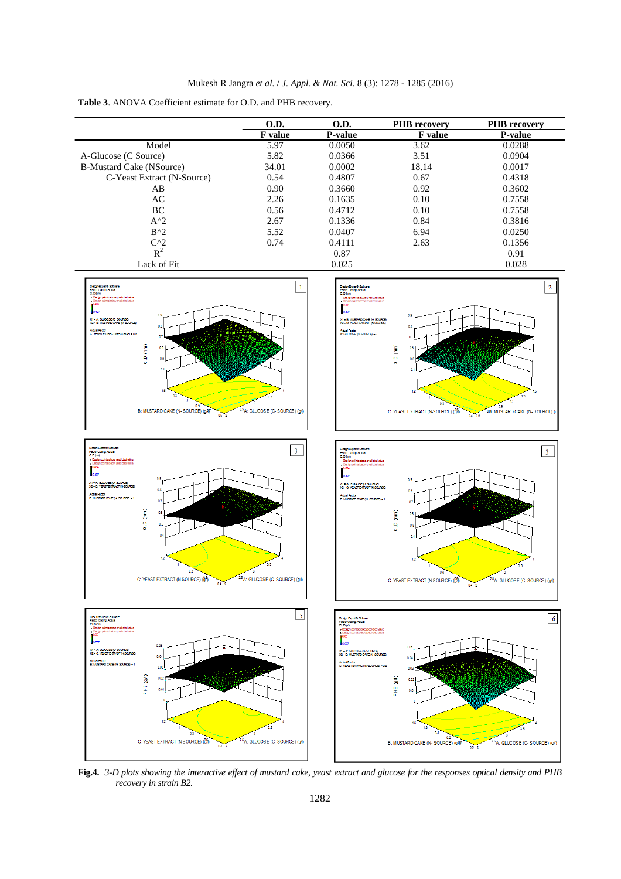**Table 3**. ANOVA Coefficient estimate for O.D. and PHB recovery.

| | O.D. F value | O.D. P-value | PHB recovery F value | PHB recovery P-value |
|---|---|---|---|---|
| Model | 5.97 | 0.0050 | 3.62 | 0.0288 |
| A-Glucose (C Source) | 5.82 | 0.0366 | 3.51 | 0.0904 |
| B-Mustard Cake (NSource) | 34.01 | 0.0002 | 18.14 | 0.0017 |
| C-Yeast Extract (N-Source) | 0.54 | 0.4807 | 0.67 | 0.4318 |
| AB | 0.90 | 0.3660 | 0.92 | 0.3602 |
| AC | 2.26 | 0.1635 | 0.10 | 0.7558 |
| BC | 0.56 | 0.4712 | 0.10 | 0.7558 |
| A^2 | 2.67 | 0.1336 | 0.84 | 0.3816 |
| B^2 | 5.52 | 0.0407 | 6.94 | 0.0250 |
| C^2 | 0.74 | 0.4111 | 2.63 | 0.1356 |
| $R^2$ | | 0.87 | | 0.91 |
| Lack of Fit | | 0.025 | | 0.028 |

**Fig.4.** *3-D plots showing the interactive effect of mustard cake, yeast extract and glucose for the responses optical density and PHB recovery in strain B2.*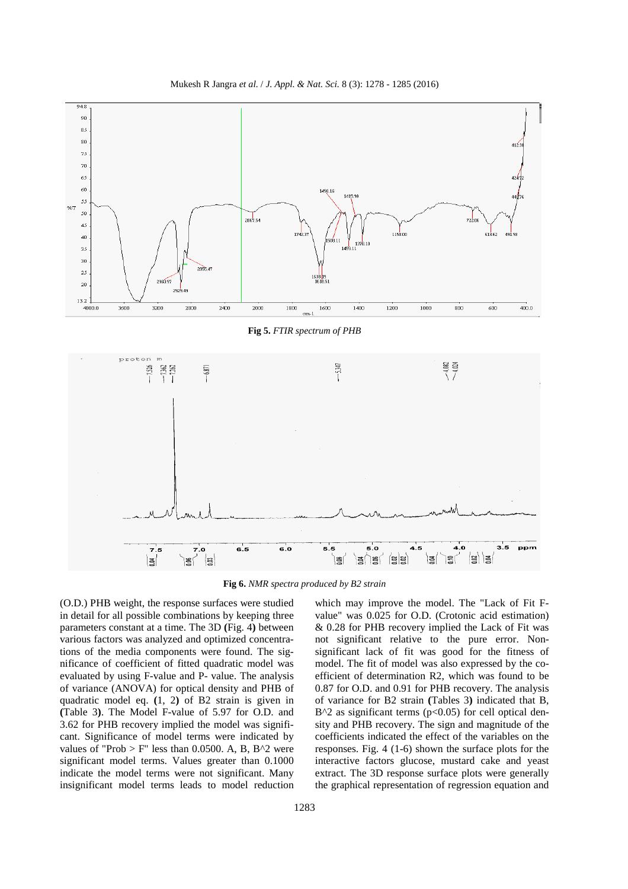**Fig 5.** *FTIR spectrum of PHB*

**Fig 6.** *NMR spectra produced by B2 strain*

(O.D.) PHB weight, the response surfaces were studied in detail for all possible combinations by keeping three parameters constant at a time. The 3D (Fig. 4) between various factors was analyzed and optimized concentrations of the media components were found. The significance of coefficient of fitted quadratic model was evaluated by using F-value and P- value. The analysis of variance (ANOVA) for optical density and PHB of quadratic model eq. (1, 2) of B2 strain is given in (Table 3). The Model F-value of 5.97 for O.D. and 3.62 for PHB recovery implied the model was significant. Significance of model terms were indicated by values of "Prob > F" less than 0.0500. A, B, B^2 were significant model terms. Values greater than 0.1000 indicate the model terms were not significant. Many insignificant model terms leads to model reduction which may improve the model. The "Lack of Fit F-value" was 0.025 for O.D. (Crotonic acid estimation) & 0.28 for PHB recovery implied the Lack of Fit was not significant relative to the pure error. Non-significant lack of fit was good for the fitness of model. The fit of model was also expressed by the coefficient of determination R2, which was found to be 0.87 for O.D. and 0.91 for PHB recovery. The analysis of variance for B2 strain (Tables 3) indicated that B, B^2 as significant terms ($p<0.05$) for cell optical density and PHB recovery. The sign and magnitude of the coefficients indicated the effect of the variables on the responses. Fig. 4 (1-6) shown the surface plots for the interactive factors glucose, mustard cake and yeast extract. The 3D response surface plots were generally the graphical representation of regression equation and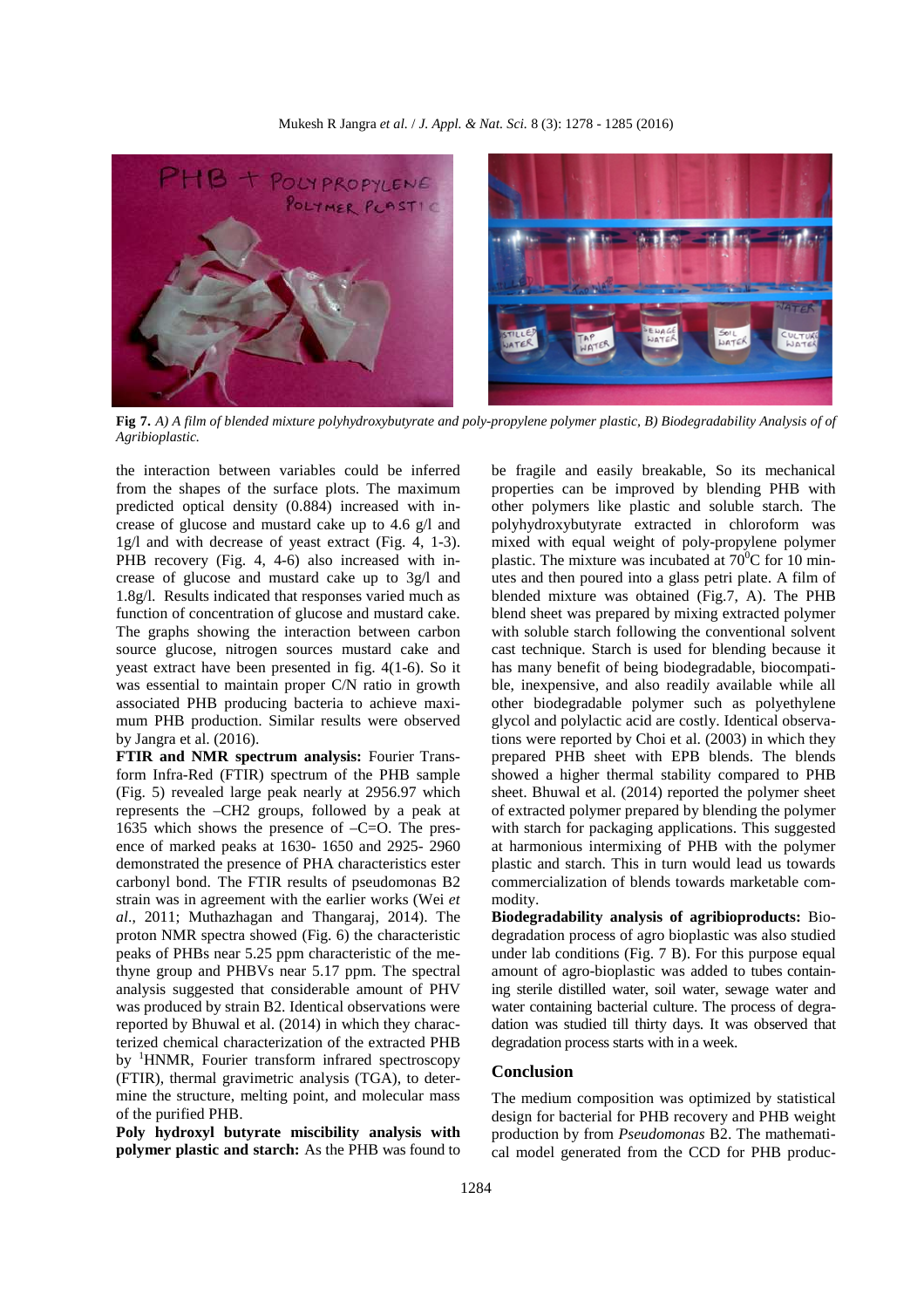**Fig 7.** *A) A film of blended mixture polyhydroxybutyrate and poly-propylene polymer plastic, B) Biodegradability Analysis of of Agribioplastic.*

the interaction between variables could be inferred from the shapes of the surface plots. The maximum predicted optical density (0.884) increased with increase of glucose and mustard cake up to 4.6 g/l and 1g/l and with decrease of yeast extract (Fig. 4, 1-3). PHB recovery (Fig. 4, 4-6) also increased with increase of glucose and mustard cake up to 3g/l and 1.8g/l. Results indicated that responses varied much as function of concentration of glucose and mustard cake. The graphs showing the interaction between carbon source glucose, nitrogen sources mustard cake and yeast extract have been presented in fig. 4(1-6). So it was essential to maintain proper C/N ratio in growth associated PHB producing bacteria to achieve maximum PHB production. Similar results were observed by Jangra et al. (2016).

**FTIR and NMR spectrum analysis:** Fourier Transform Infra-Red (FTIR) spectrum of the PHB sample (Fig. 5) revealed large peak nearly at 2956.97 which represents the –CH2 groups, followed by a peak at 1635 which shows the presence of –C=O. The presence of marked peaks at 1630- 1650 and 2925- 2960 demonstrated the presence of PHA characteristics ester carbonyl bond. The FTIR results of pseudomonas B2 strain was in agreement with the earlier works (Wei *et al*., 2011; Muthazhagan and Thangaraj, 2014). The proton NMR spectra showed (Fig. 6) the characteristic peaks of PHBs near 5.25 ppm characteristic of the methyne group and PHBVs near 5.17 ppm. The spectral analysis suggested that considerable amount of PHV was produced by strain B2. Identical observations were reported by Bhuwal et al. (2014) in which they characterized chemical characterization of the extracted PHB by $^{1}$HNMR, Fourier transform infrared spectroscopy (FTIR), thermal gravimetric analysis (TGA), to determine the structure, melting point, and molecular mass of the purified PHB.

**Poly hydroxyl butyrate miscibility analysis with polymer plastic and starch:** As the PHB was found to be fragile and easily breakable, So its mechanical properties can be improved by blending PHB with other polymers like plastic and soluble starch. The polyhydroxybutyrate extracted in chloroform was mixed with equal weight of poly-propylene polymer plastic. The mixture was incubated at $70^{0}$C for 10 minutes and then poured into a glass petri plate. A film of blended mixture was obtained (Fig.7, A). The PHB blend sheet was prepared by mixing extracted polymer with soluble starch following the conventional solvent cast technique. Starch is used for blending because it has many benefit of being biodegradable, biocompatible, inexpensive, and also readily available while all other biodegradable polymer such as polyethylene glycol and polylactic acid are costly. Identical observations were reported by Choi et al. (2003) in which they prepared PHB sheet with EPB blends. The blends showed a higher thermal stability compared to PHB sheet. Bhuwal et al. (2014) reported the polymer sheet of extracted polymer prepared by blending the polymer with starch for packaging applications. This suggested at harmonious intermixing of PHB with the polymer plastic and starch. This in turn would lead us towards commercialization of blends towards marketable commodity.

**Biodegradability analysis of agribioproducts:** Biodegradation process of agro bioplastic was also studied under lab conditions (Fig. 7 B). For this purpose equal amount of agro-bioplastic was added to tubes containing sterile distilled water, soil water, sewage water and water containing bacterial culture. The process of degradation was studied till thirty days. It was observed that degradation process starts with in a week.

## Conclusion

The medium composition was optimized by statistical design for bacterial for PHB recovery and PHB weight production by from *Pseudomonas* B2. The mathematical model generated from the CCD for PHB produc-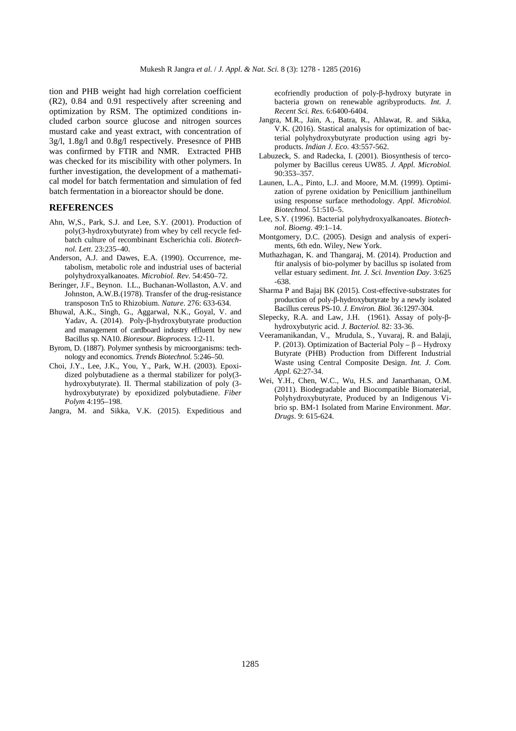tion and PHB weight had high correlation coefficient (R2), 0.84 and 0.91 respectively after screening and optimization by RSM. The optimized conditions included carbon source glucose and nitrogen sources mustard cake and yeast extract, with concentration of 3g/l, 1.8g/l and 0.8g/l respectively. Presesnce of PHB was confirmed by FTIR and NMR. Extracted PHB was checked for its miscibility with other polymers. In further investigation, the development of a mathematical model for batch fermentation and simulation of fed batch fermentation in a bioreactor should be done.

## REFERENCES

Ahn, W,S., Park, S.J. and Lee, S.Y. (2001). Production of poly(3-hydroxybutyrate) from whey by cell recycle fed-batch culture of recombinant Escherichia coli. *Biotechnol. Lett.* 23:235–40.

Anderson, A.J. and Dawes, E.A. (1990). Occurrence, metabolism, metabolic role and industrial uses of bacterial polyhydroxyalkanoates. *Microbiol. Rev*. 54:450–72.

Beringer, J.F., Beynon. I.L., Buchanan-Wollaston, A.V. and Johnston, A.W.B.(1978). Transfer of the drug-resistance transposon Tn5 to Rhizobium. *Nature*. 276: 633-634.

Bhuwal, A.K., Singh, G., Aggarwal, N.K., Goyal, V. and Yadav, A. (2014). Poly-β-hydroxybutyrate production and management of cardboard industry effluent by new Bacillus sp. NA10. *Bioresour. Bioprocess.* 1:2-11.

Byrom, D. (1887). Polymer synthesis by microorganisms: technology and economics. *Trends Biotechnol.* 5:246–50.

Choi, J.Y., Lee, J.K., You, Y., Park, W.H. (2003). Epoxidized polybutadiene as a thermal stabilizer for poly(3-hydroxybutyrate). II. Thermal stabilization of poly (3-hydroxybutyrate) by epoxidized polybutadiene. *Fiber Polym* 4:195–198.

Jangra, M. and Sikka, V.K. (2015). Expeditious and ecofriendly production of poly-β-hydroxy butyrate in bacteria grown on renewable agribyproducts. *Int. J. Recent Sci. Res.* 6:6400-6404.

Jangra, M.R., Jain, A., Batra, R., Ahlawat, R. and Sikka, V.K. (2016). Stastical analysis for optimization of bacterial polyhydroxybutyrate production using agri by-products. *Indian J. Eco*. 43:557-562.

Labuzeck, S. and Radecka, I. (2001). Biosynthesis of tercopolymer by Bacillus cereus UW85. *J. Appl. Microbiol.* 90:353–357.

Launen, L.A., Pinto, L.J. and Moore, M.M. (1999). Optimization of pyrene oxidation by Penicillium janthinellum using response surface methodology. *Appl. Microbiol. Biotechnol*. 51:510–5.

Lee, S.Y. (1996). Bacterial polyhydroxyalkanoates. *Biotechnol. Bioeng*. 49:1–14.

Montgomery, D.C. (2005). Design and analysis of experiments, 6th edn. Wiley, New York.

Muthazhagan, K. and Thangaraj, M. (2014). Production and ftir analysis of bio-polymer by bacillus sp isolated from vellar estuary sediment. *Int. J. Sci. Invention Day*. 3:625 -638.

Sharma P and Bajaj BK (2015). Cost-effective-substrates for production of poly-β-hydroxybutyrate by a newly isolated Bacillus cereus PS-10. *J. Environ. Biol.* 36:1297-304.

Slepecky, R.A. and Law, J.H. (1961). Assay of poly-β-hydroxybutyric acid. *J. Bacteriol.* 82: 33-36.

Veeramanikandan, V., Mrudula, S., Yuvaraj, R. and Balaji, P. (2013). Optimization of Bacterial Poly – β – Hydroxy Butyrate (PHB) Production from Different Industrial Waste using Central Composite Design. *Int. J. Com. Appl.* 62:27-34.

Wei, Y.H., Chen, W.C., Wu, H.S. and Janarthanan, O.M. (2011). Biodegradable and Biocompatible Biomaterial, Polyhydroxybutyrate, Produced by an Indigenous Vibrio sp. BM-1 Isolated from Marine Environment. *Mar. Drugs*. 9: 615-624.